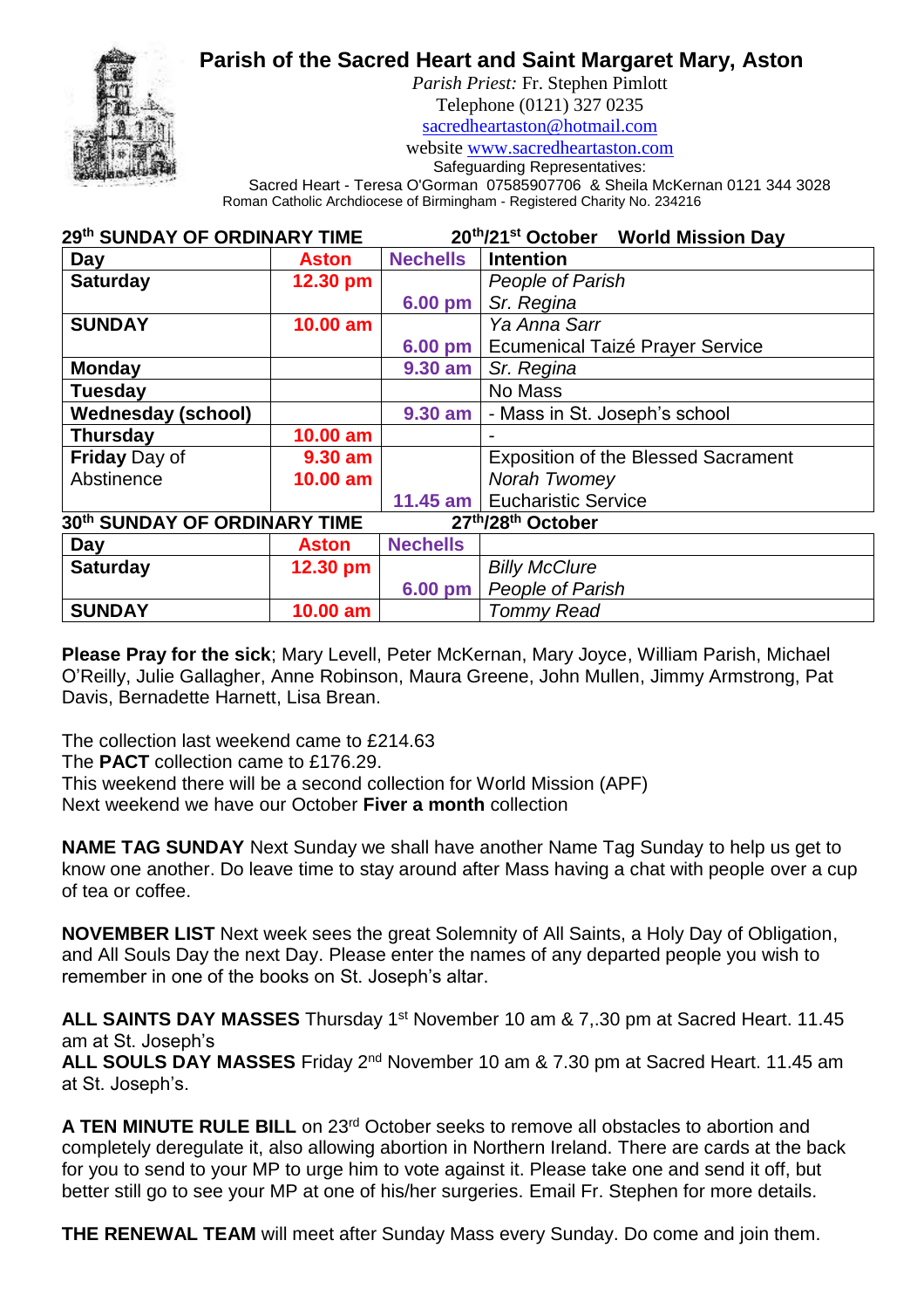# Parish of the Sacred Heart and Saint Margaret Mary, Aston

*Parish Priest:* Fr. Stephen Pimlott
Telephone (0121) 327 0235
sacredheartaston@hotmail.com
website www.sacredheartaston.com
Safeguarding Representatives:
Sacred Heart - Teresa O'Gorman 07585907706 & Sheila McKernan 0121 344 3028
Roman Catholic Archdiocese of Birmingham - Registered Charity No. 234216

| 29th SUNDAY OF ORDINARY TIME | | | 20th/21st October World Mission Day |
|---|---|---|---|
| **Day** | **Aston** | **Nechells** | **Intention** |
| **Saturday** | **12.30 pm** | | *People of Parish* |
| | | **6.00 pm** | *Sr. Regina* |
| **SUNDAY** | **10.00 am** | | *Ya Anna Sarr* |
| | | **6.00 pm** | Ecumenical Taizé Prayer Service |
| **Monday** | | **9.30 am** | *Sr. Regina* |
| **Tuesday** | | | No Mass |
| **Wednesday (school)** | | **9.30 am** | - Mass in St. Joseph's school |
| **Thursday** | **10.00 am** | | - |
| **Friday** Day of Abstinence | **9.30 am** | | Exposition of the Blessed Sacrament |
| | **10.00 am** | | *Norah Twomey* |
| | | **11.45 am** | Eucharistic Service |
| **30th SUNDAY OF ORDINARY TIME** | | | **27th/28th October** |
| **Day** | **Aston** | **Nechells** | |
| **Saturday** | **12.30 pm** | | *Billy McClure* |
| | | **6.00 pm** | *People of Parish* |
| **SUNDAY** | **10.00 am** | | *Tommy Read* |

**Please Pray for the sick**; Mary Levell, Peter McKernan, Mary Joyce, William Parish, Michael O'Reilly, Julie Gallagher, Anne Robinson, Maura Greene, John Mullen, Jimmy Armstrong, Pat Davis, Bernadette Harnett, Lisa Brean.

The collection last weekend came to £214.63
The **PACT** collection came to £176.29.
This weekend there will be a second collection for World Mission (APF)
Next weekend we have our October **Fiver a month** collection

**NAME TAG SUNDAY** Next Sunday we shall have another Name Tag Sunday to help us get to know one another. Do leave time to stay around after Mass having a chat with people over a cup of tea or coffee.

**NOVEMBER LIST** Next week sees the great Solemnity of All Saints, a Holy Day of Obligation, and All Souls Day the next Day. Please enter the names of any departed people you wish to remember in one of the books on St. Joseph's altar.

**ALL SAINTS DAY MASSES** Thursday 1st November 10 am & 7,.30 pm at Sacred Heart. 11.45 am at St. Joseph's
**ALL SOULS DAY MASSES** Friday 2nd November 10 am & 7.30 pm at Sacred Heart. 11.45 am at St. Joseph's.

**A TEN MINUTE RULE BILL** on 23rd October seeks to remove all obstacles to abortion and completely deregulate it, also allowing abortion in Northern Ireland. There are cards at the back for you to send to your MP to urge him to vote against it. Please take one and send it off, but better still go to see your MP at one of his/her surgeries. Email Fr. Stephen for more details.

**THE RENEWAL TEAM** will meet after Sunday Mass every Sunday. Do come and join them.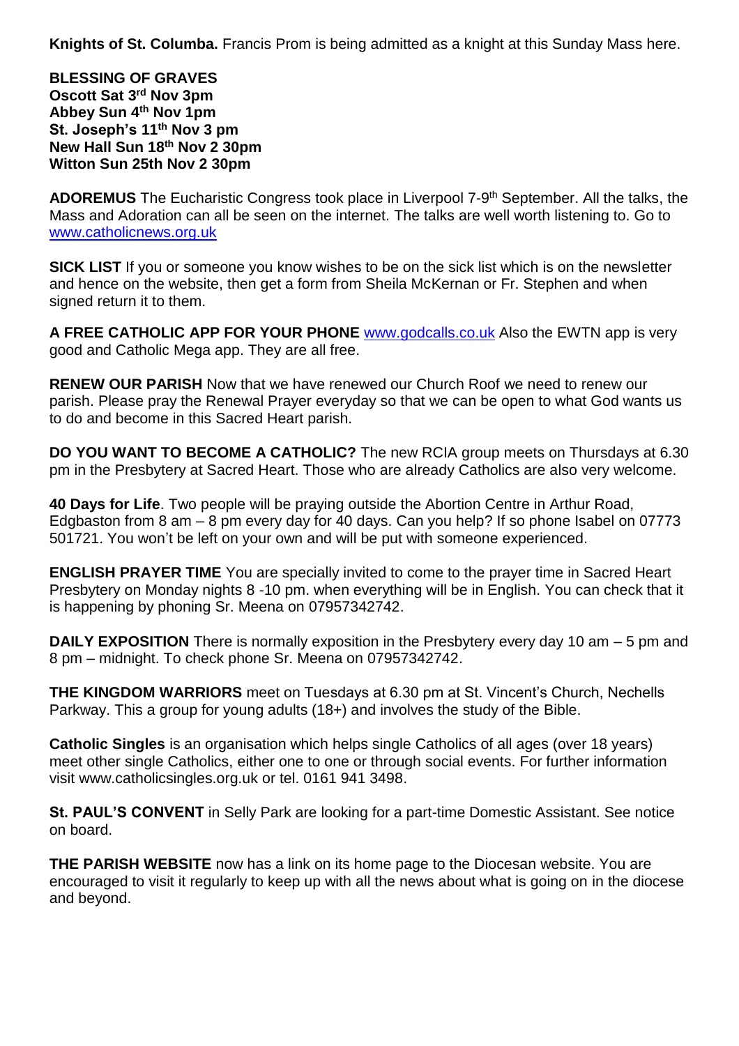**Knights of St. Columba.** Francis Prom is being admitted as a knight at this Sunday Mass here.

**BLESSING OF GRAVES**
**Oscott Sat 3rd Nov 3pm**
**Abbey Sun 4th Nov 1pm**
**St. Joseph's 11th Nov 3 pm**
**New Hall Sun 18th Nov 2 30pm**
**Witton Sun 25th Nov 2 30pm**

**ADOREMUS** The Eucharistic Congress took place in Liverpool 7-9th September. All the talks, the Mass and Adoration can all be seen on the internet. The talks are well worth listening to. Go to www.catholicnews.org.uk

**SICK LIST** If you or someone you know wishes to be on the sick list which is on the newsletter and hence on the website, then get a form from Sheila McKernan or Fr. Stephen and when signed return it to them.

**A FREE CATHOLIC APP FOR YOUR PHONE** www.godcalls.co.uk Also the EWTN app is very good and Catholic Mega app. They are all free.

**RENEW OUR PARISH** Now that we have renewed our Church Roof we need to renew our parish. Please pray the Renewal Prayer everyday so that we can be open to what God wants us to do and become in this Sacred Heart parish.

**DO YOU WANT TO BECOME A CATHOLIC?** The new RCIA group meets on Thursdays at 6.30 pm in the Presbytery at Sacred Heart. Those who are already Catholics are also very welcome.

**40 Days for Life**. Two people will be praying outside the Abortion Centre in Arthur Road, Edgbaston from 8 am – 8 pm every day for 40 days. Can you help? If so phone Isabel on 07773 501721. You won't be left on your own and will be put with someone experienced.

**ENGLISH PRAYER TIME** You are specially invited to come to the prayer time in Sacred Heart Presbytery on Monday nights 8 -10 pm. when everything will be in English. You can check that it is happening by phoning Sr. Meena on 07957342742.

**DAILY EXPOSITION** There is normally exposition in the Presbytery every day 10 am – 5 pm and 8 pm – midnight. To check phone Sr. Meena on 07957342742.

**THE KINGDOM WARRIORS** meet on Tuesdays at 6.30 pm at St. Vincent's Church, Nechells Parkway. This a group for young adults (18+) and involves the study of the Bible.

**Catholic Singles** is an organisation which helps single Catholics of all ages (over 18 years) meet other single Catholics, either one to one or through social events. For further information visit www.catholicsingles.org.uk or tel. 0161 941 3498.

**St. PAUL'S CONVENT** in Selly Park are looking for a part-time Domestic Assistant. See notice on board.

**THE PARISH WEBSITE** now has a link on its home page to the Diocesan website. You are encouraged to visit it regularly to keep up with all the news about what is going on in the diocese and beyond.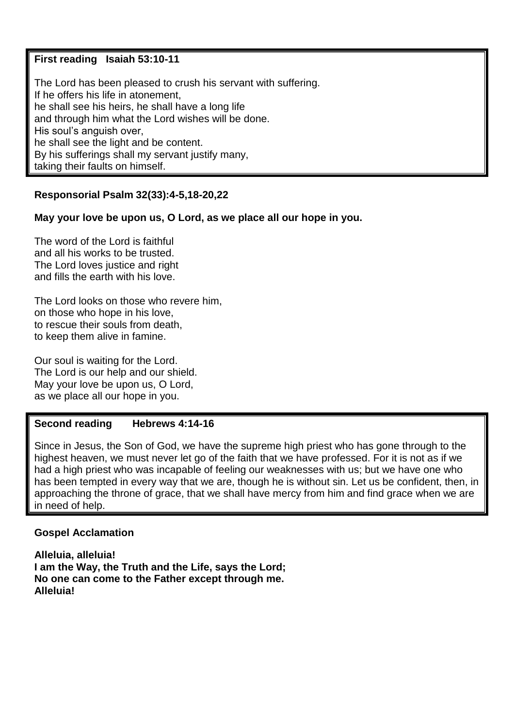**First reading Isaiah 53:10-11**

The Lord has been pleased to crush his servant with suffering.
If he offers his life in atonement,
he shall see his heirs, he shall have a long life
and through him what the Lord wishes will be done.
His soul's anguish over,
he shall see the light and be content.
By his sufferings shall my servant justify many,
taking their faults on himself.

**Responsorial Psalm 32(33):4-5,18-20,22**

**May your love be upon us, O Lord, as we place all our hope in you.**

The word of the Lord is faithful
and all his works to be trusted.
The Lord loves justice and right
and fills the earth with his love.

The Lord looks on those who revere him,
on those who hope in his love,
to rescue their souls from death,
to keep them alive in famine.

Our soul is waiting for the Lord.
The Lord is our help and our shield.
May your love be upon us, O Lord,
as we place all our hope in you.

**Second reading Hebrews 4:14-16**

Since in Jesus, the Son of God, we have the supreme high priest who has gone through to the highest heaven, we must never let go of the faith that we have professed. For it is not as if we had a high priest who was incapable of feeling our weaknesses with us; but we have one who has been tempted in every way that we are, though he is without sin. Let us be confident, then, in approaching the throne of grace, that we shall have mercy from him and find grace when we are in need of help.

**Gospel Acclamation**

**Alleluia, alleluia!**
**I am the Way, the Truth and the Life, says the Lord;**
**No one can come to the Father except through me.**
**Alleluia!**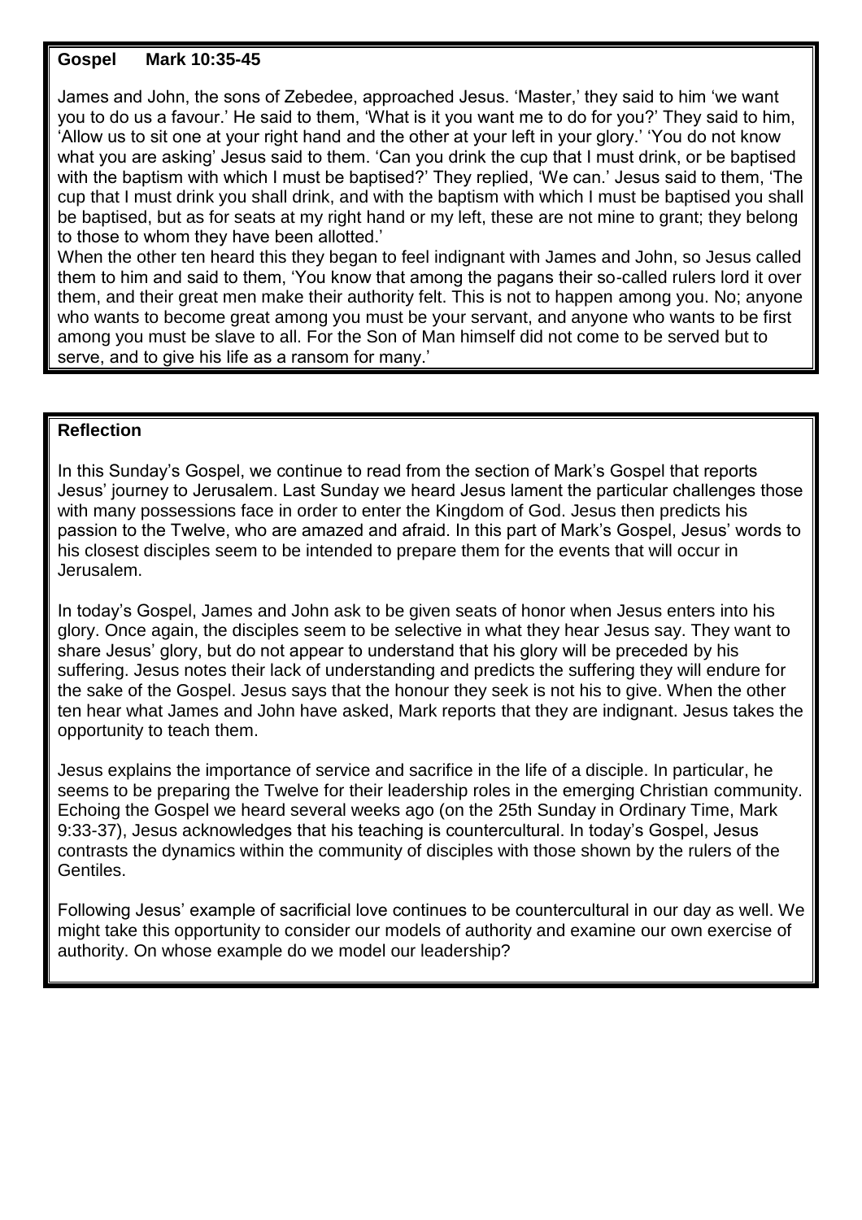**Gospel Mark 10:35-45**

James and John, the sons of Zebedee, approached Jesus. 'Master,' they said to him 'we want you to do us a favour.' He said to them, 'What is it you want me to do for you?' They said to him, 'Allow us to sit one at your right hand and the other at your left in your glory.' 'You do not know what you are asking' Jesus said to them. 'Can you drink the cup that I must drink, or be baptised with the baptism with which I must be baptised?' They replied, 'We can.' Jesus said to them, 'The cup that I must drink you shall drink, and with the baptism with which I must be baptised you shall be baptised, but as for seats at my right hand or my left, these are not mine to grant; they belong to those to whom they have been allotted.'
When the other ten heard this they began to feel indignant with James and John, so Jesus called them to him and said to them, 'You know that among the pagans their so-called rulers lord it over them, and their great men make their authority felt. This is not to happen among you. No; anyone who wants to become great among you must be your servant, and anyone who wants to be first among you must be slave to all. For the Son of Man himself did not come to be served but to serve, and to give his life as a ransom for many.'

**Reflection**

In this Sunday's Gospel, we continue to read from the section of Mark's Gospel that reports Jesus' journey to Jerusalem. Last Sunday we heard Jesus lament the particular challenges those with many possessions face in order to enter the Kingdom of God. Jesus then predicts his passion to the Twelve, who are amazed and afraid. In this part of Mark's Gospel, Jesus' words to his closest disciples seem to be intended to prepare them for the events that will occur in Jerusalem.

In today's Gospel, James and John ask to be given seats of honor when Jesus enters into his glory. Once again, the disciples seem to be selective in what they hear Jesus say. They want to share Jesus' glory, but do not appear to understand that his glory will be preceded by his suffering. Jesus notes their lack of understanding and predicts the suffering they will endure for the sake of the Gospel. Jesus says that the honour they seek is not his to give. When the other ten hear what James and John have asked, Mark reports that they are indignant. Jesus takes the opportunity to teach them.

Jesus explains the importance of service and sacrifice in the life of a disciple. In particular, he seems to be preparing the Twelve for their leadership roles in the emerging Christian community. Echoing the Gospel we heard several weeks ago (on the 25th Sunday in Ordinary Time, Mark 9:33-37), Jesus acknowledges that his teaching is countercultural. In today's Gospel, Jesus contrasts the dynamics within the community of disciples with those shown by the rulers of the Gentiles.

Following Jesus' example of sacrificial love continues to be countercultural in our day as well. We might take this opportunity to consider our models of authority and examine our own exercise of authority. On whose example do we model our leadership?